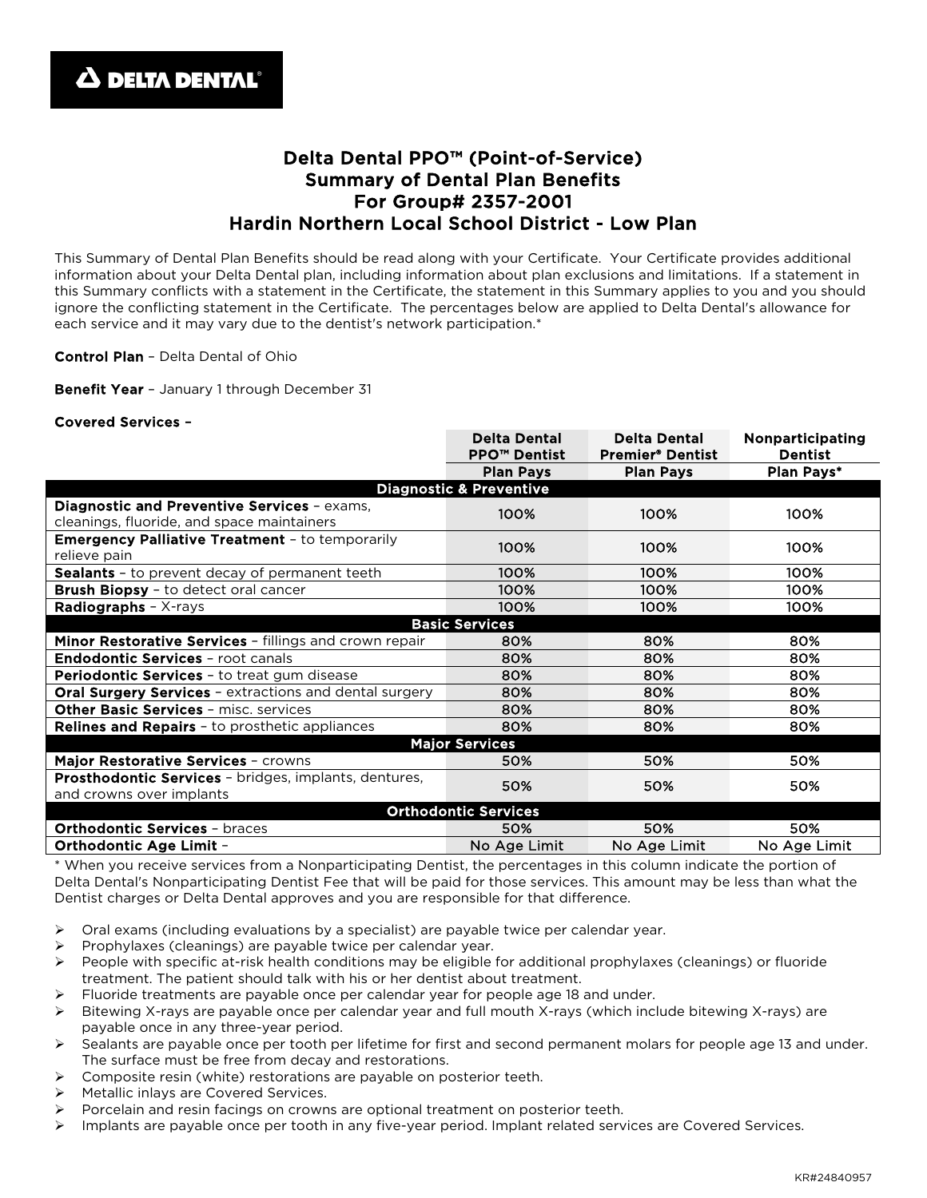DELTA DENTAL®

# Delta Dental PPO™ (Point-of-Service)
# Summary of Dental Plan Benefits
# For Group# 2357-2001
# Hardin Northern Local School District - Low Plan

This Summary of Dental Plan Benefits should be read along with your Certificate. Your Certificate provides additional information about your Delta Dental plan, including information about plan exclusions and limitations. If a statement in this Summary conflicts with a statement in the Certificate, the statement in this Summary applies to you and you should ignore the conflicting statement in the Certificate. The percentages below are applied to Delta Dental's allowance for each service and it may vary due to the dentist's network participation.*

**Control Plan** – Delta Dental of Ohio

**Benefit Year** – January 1 through December 31

**Covered Services** –

| | Delta Dental PPO™ Dentist | Delta Dental Premier® Dentist | Nonparticipating Dentist |
|---|---|---|---|
| | **Plan Pays** | **Plan Pays** | **Plan Pays*** |
| **Diagnostic & Preventive** | | | |
| **Diagnostic and Preventive Services** – exams, cleanings, fluoride, and space maintainers | 100% | 100% | 100% |
| **Emergency Palliative Treatment** – to temporarily relieve pain | 100% | 100% | 100% |
| **Sealants** – to prevent decay of permanent teeth | 100% | 100% | 100% |
| **Brush Biopsy** – to detect oral cancer | 100% | 100% | 100% |
| **Radiographs** – X-rays | 100% | 100% | 100% |
| **Basic Services** | | | |
| **Minor Restorative Services** – fillings and crown repair | 80% | 80% | 80% |
| **Endodontic Services** – root canals | 80% | 80% | 80% |
| **Periodontic Services** – to treat gum disease | 80% | 80% | 80% |
| **Oral Surgery Services** – extractions and dental surgery | 80% | 80% | 80% |
| **Other Basic Services** – misc. services | 80% | 80% | 80% |
| **Relines and Repairs** – to prosthetic appliances | 80% | 80% | 80% |
| **Major Services** | | | |
| **Major Restorative Services** – crowns | 50% | 50% | 50% |
| **Prosthodontic Services** – bridges, implants, dentures, and crowns over implants | 50% | 50% | 50% |
| **Orthodontic Services** | | | |
| **Orthodontic Services** – braces | 50% | 50% | 50% |
| **Orthodontic Age Limit** – | No Age Limit | No Age Limit | No Age Limit |

\* When you receive services from a Nonparticipating Dentist, the percentages in this column indicate the portion of Delta Dental's Nonparticipating Dentist Fee that will be paid for those services. This amount may be less than what the Dentist charges or Delta Dental approves and you are responsible for that difference.

- Oral exams (including evaluations by a specialist) are payable twice per calendar year.
- Prophylaxes (cleanings) are payable twice per calendar year.
- People with specific at-risk health conditions may be eligible for additional prophylaxes (cleanings) or fluoride treatment. The patient should talk with his or her dentist about treatment.
- Fluoride treatments are payable once per calendar year for people age 18 and under.
- Bitewing X-rays are payable once per calendar year and full mouth X-rays (which include bitewing X-rays) are payable once in any three-year period.
- Sealants are payable once per tooth per lifetime for first and second permanent molars for people age 13 and under. The surface must be free from decay and restorations.
- Composite resin (white) restorations are payable on posterior teeth.
- Metallic inlays are Covered Services.
- Porcelain and resin facings on crowns are optional treatment on posterior teeth.
- Implants are payable once per tooth in any five-year period. Implant related services are Covered Services.

KR#24840957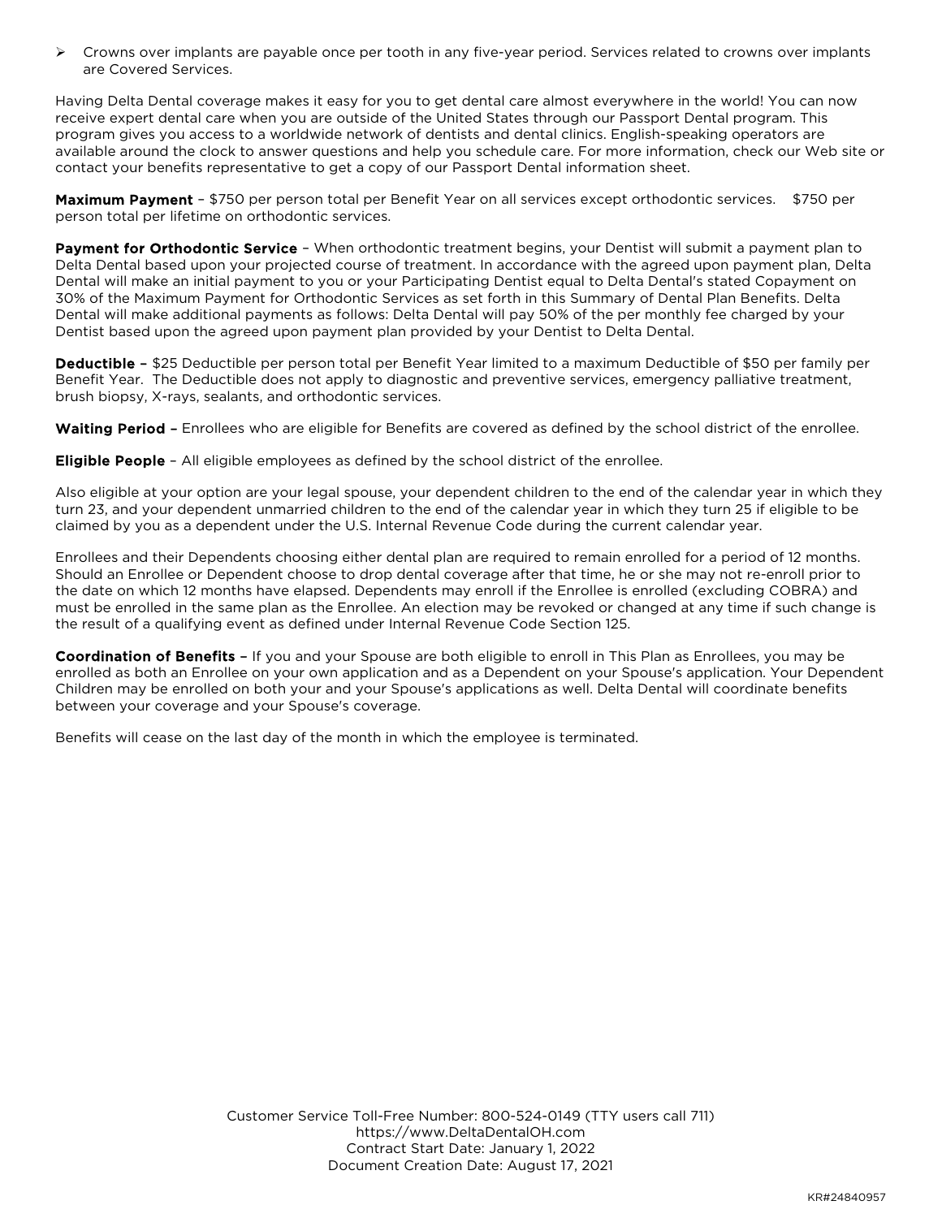- Crowns over implants are payable once per tooth in any five-year period. Services related to crowns over implants are Covered Services.

Having Delta Dental coverage makes it easy for you to get dental care almost everywhere in the world! You can now receive expert dental care when you are outside of the United States through our Passport Dental program. This program gives you access to a worldwide network of dentists and dental clinics. English-speaking operators are available around the clock to answer questions and help you schedule care. For more information, check our Web site or contact your benefits representative to get a copy of our Passport Dental information sheet.

**Maximum Payment** – $750 per person total per Benefit Year on all services except orthodontic services. $750 per person total per lifetime on orthodontic services.

**Payment for Orthodontic Service** – When orthodontic treatment begins, your Dentist will submit a payment plan to Delta Dental based upon your projected course of treatment. In accordance with the agreed upon payment plan, Delta Dental will make an initial payment to you or your Participating Dentist equal to Delta Dental's stated Copayment on 30% of the Maximum Payment for Orthodontic Services as set forth in this Summary of Dental Plan Benefits. Delta Dental will make additional payments as follows: Delta Dental will pay 50% of the per monthly fee charged by your Dentist based upon the agreed upon payment plan provided by your Dentist to Delta Dental.

**Deductible –** $25 Deductible per person total per Benefit Year limited to a maximum Deductible of $50 per family per Benefit Year. The Deductible does not apply to diagnostic and preventive services, emergency palliative treatment, brush biopsy, X-rays, sealants, and orthodontic services.

**Waiting Period –** Enrollees who are eligible for Benefits are covered as defined by the school district of the enrollee.

**Eligible People** – All eligible employees as defined by the school district of the enrollee.

Also eligible at your option are your legal spouse, your dependent children to the end of the calendar year in which they turn 23, and your dependent unmarried children to the end of the calendar year in which they turn 25 if eligible to be claimed by you as a dependent under the U.S. Internal Revenue Code during the current calendar year.

Enrollees and their Dependents choosing either dental plan are required to remain enrolled for a period of 12 months. Should an Enrollee or Dependent choose to drop dental coverage after that time, he or she may not re-enroll prior to the date on which 12 months have elapsed. Dependents may enroll if the Enrollee is enrolled (excluding COBRA) and must be enrolled in the same plan as the Enrollee. An election may be revoked or changed at any time if such change is the result of a qualifying event as defined under Internal Revenue Code Section 125.

**Coordination of Benefits –** If you and your Spouse are both eligible to enroll in This Plan as Enrollees, you may be enrolled as both an Enrollee on your own application and as a Dependent on your Spouse's application. Your Dependent Children may be enrolled on both your and your Spouse's applications as well. Delta Dental will coordinate benefits between your coverage and your Spouse's coverage.

Benefits will cease on the last day of the month in which the employee is terminated.

Customer Service Toll-Free Number: 800-524-0149 (TTY users call 711)
https://www.DeltaDentalOH.com
Contract Start Date: January 1, 2022
Document Creation Date: August 17, 2021

KR#24840957